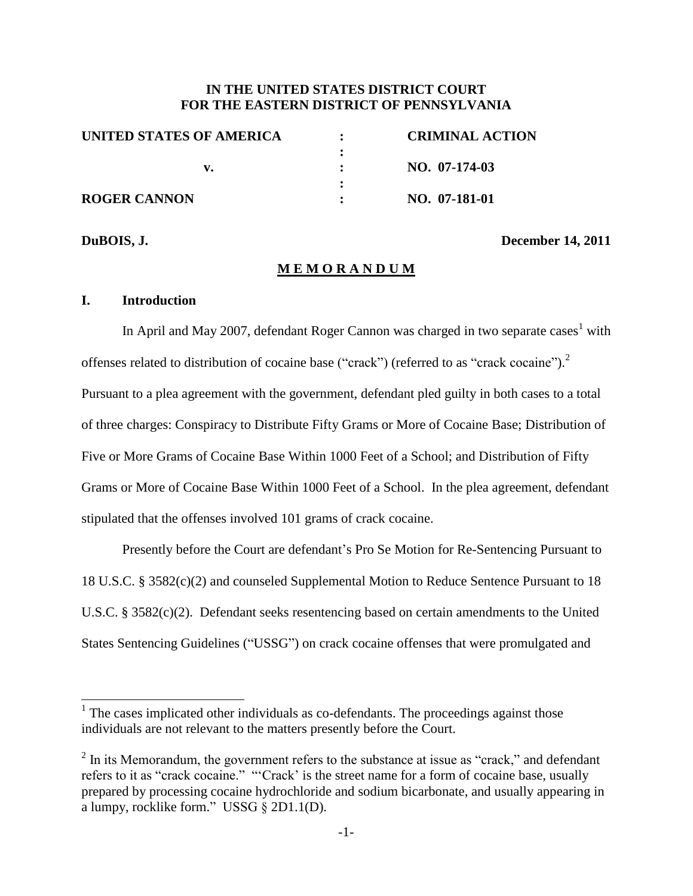**IN THE UNITED STATES DISTRICT COURT**
**FOR THE EASTERN DISTRICT OF PENNSYLVANIA**

| | | |
|---|---|---|
| **UNITED STATES OF AMERICA** | : | **CRIMINAL ACTION** |
| | : | |
| **v.** | : | **NO. 07-174-03** |
| | : | |
| **ROGER CANNON** | : | **NO. 07-181-01** |

**DuBOIS, J.** **December 14, 2011**

**M E M O R A N D U M**

## I. Introduction

In April and May 2007, defendant Roger Cannon was charged in two separate cases[1] with offenses related to distribution of cocaine base ("crack") (referred to as "crack cocaine").[2] Pursuant to a plea agreement with the government, defendant pled guilty in both cases to a total of three charges: Conspiracy to Distribute Fifty Grams or More of Cocaine Base; Distribution of Five or More Grams of Cocaine Base Within 1000 Feet of a School; and Distribution of Fifty Grams or More of Cocaine Base Within 1000 Feet of a School. In the plea agreement, defendant stipulated that the offenses involved 101 grams of crack cocaine.

Presently before the Court are defendant's Pro Se Motion for Re-Sentencing Pursuant to 18 U.S.C. § 3582(c)(2) and counseled Supplemental Motion to Reduce Sentence Pursuant to 18 U.S.C. § 3582(c)(2). Defendant seeks resentencing based on certain amendments to the United States Sentencing Guidelines ("USSG") on crack cocaine offenses that were promulgated and

---

[1] The cases implicated other individuals as co-defendants. The proceedings against those individuals are not relevant to the matters presently before the Court.

[2] In its Memorandum, the government refers to the substance at issue as "crack," and defendant refers to it as "crack cocaine." "'Crack' is the street name for a form of cocaine base, usually prepared by processing cocaine hydrochloride and sodium bicarbonate, and usually appearing in a lumpy, rocklike form." USSG § 2D1.1(D).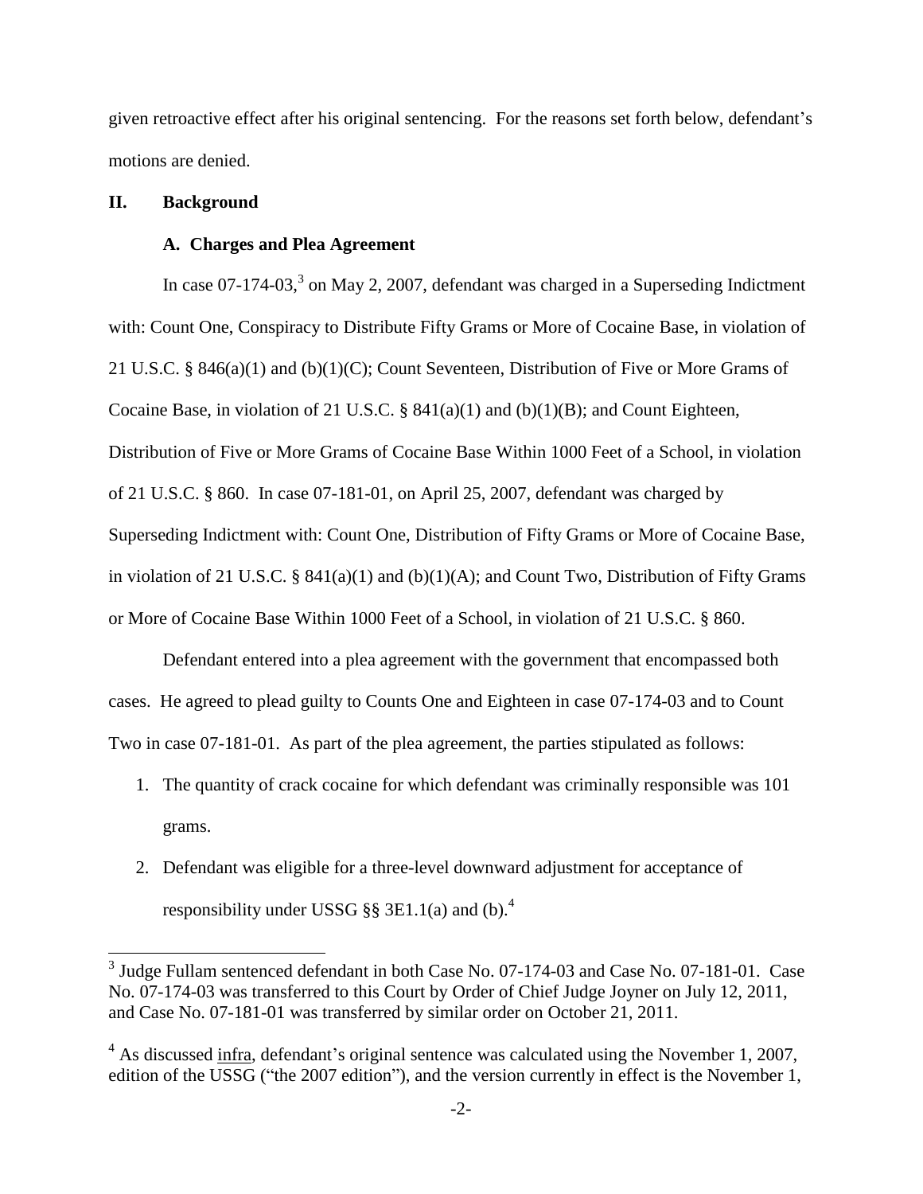given retroactive effect after his original sentencing. For the reasons set forth below, defendant's motions are denied.

## II. Background

### A. Charges and Plea Agreement

In case 07-174-03,[3] on May 2, 2007, defendant was charged in a Superseding Indictment with: Count One, Conspiracy to Distribute Fifty Grams or More of Cocaine Base, in violation of 21 U.S.C. § 846(a)(1) and (b)(1)(C); Count Seventeen, Distribution of Five or More Grams of Cocaine Base, in violation of 21 U.S.C. § 841(a)(1) and (b)(1)(B); and Count Eighteen, Distribution of Five or More Grams of Cocaine Base Within 1000 Feet of a School, in violation of 21 U.S.C. § 860. In case 07-181-01, on April 25, 2007, defendant was charged by Superseding Indictment with: Count One, Distribution of Fifty Grams or More of Cocaine Base, in violation of 21 U.S.C. § 841(a)(1) and (b)(1)(A); and Count Two, Distribution of Fifty Grams or More of Cocaine Base Within 1000 Feet of a School, in violation of 21 U.S.C. § 860.

Defendant entered into a plea agreement with the government that encompassed both cases. He agreed to plead guilty to Counts One and Eighteen in case 07-174-03 and to Count Two in case 07-181-01. As part of the plea agreement, the parties stipulated as follows:

1. The quantity of crack cocaine for which defendant was criminally responsible was 101 grams.
2. Defendant was eligible for a three-level downward adjustment for acceptance of responsibility under USSG §§ 3E1.1(a) and (b).[4]

---

[3] Judge Fullam sentenced defendant in both Case No. 07-174-03 and Case No. 07-181-01. Case No. 07-174-03 was transferred to this Court by Order of Chief Judge Joyner on July 12, 2011, and Case No. 07-181-01 was transferred by similar order on October 21, 2011.

[4] As discussed infra, defendant's original sentence was calculated using the November 1, 2007, edition of the USSG ("the 2007 edition"), and the version currently in effect is the November 1,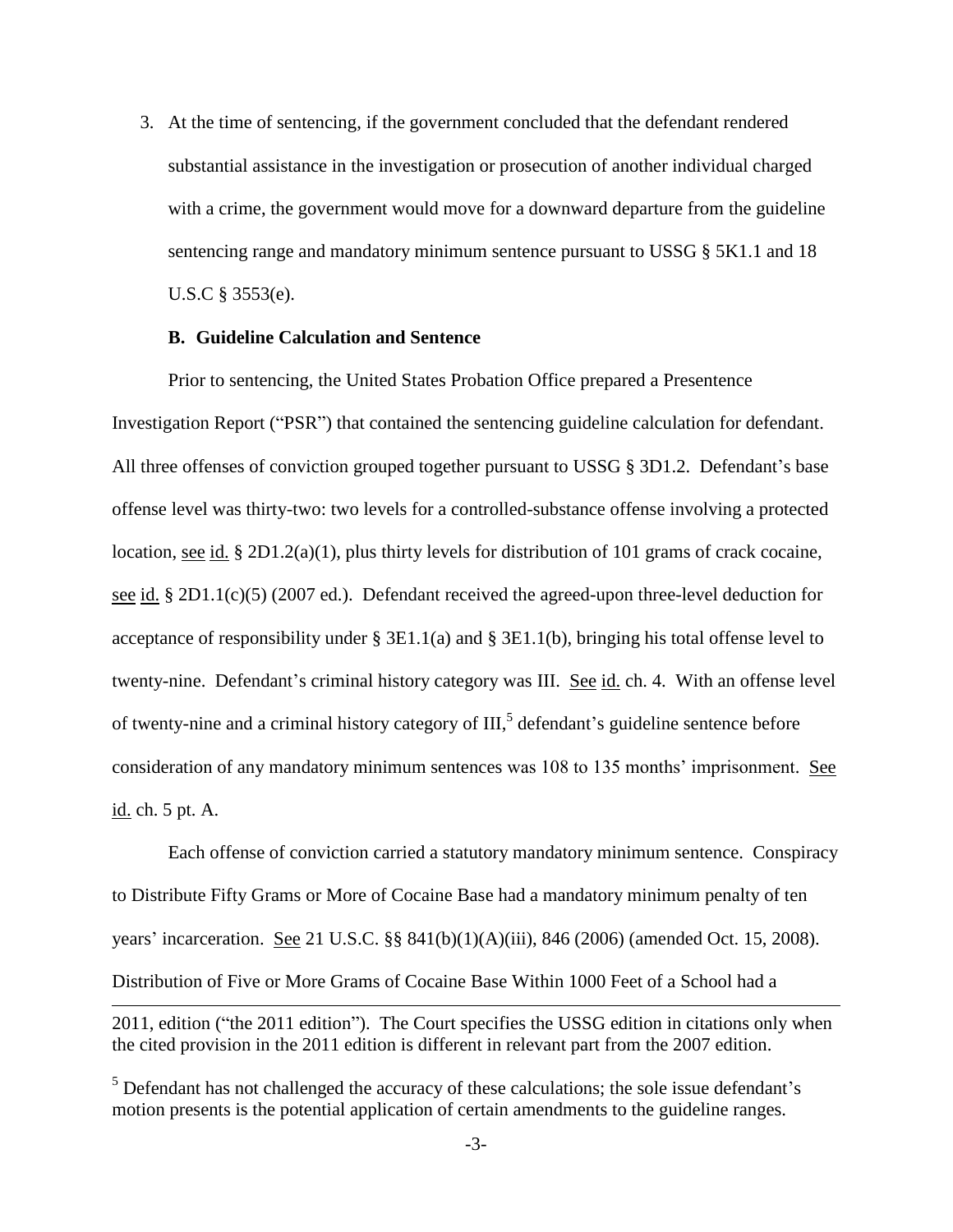3. At the time of sentencing, if the government concluded that the defendant rendered substantial assistance in the investigation or prosecution of another individual charged with a crime, the government would move for a downward departure from the guideline sentencing range and mandatory minimum sentence pursuant to USSG § 5K1.1 and 18 U.S.C § 3553(e).

**B. Guideline Calculation and Sentence**

Prior to sentencing, the United States Probation Office prepared a Presentence Investigation Report ("PSR") that contained the sentencing guideline calculation for defendant. All three offenses of conviction grouped together pursuant to USSG § 3D1.2. Defendant's base offense level was thirty-two: two levels for a controlled-substance offense involving a protected location, see id. § 2D1.2(a)(1), plus thirty levels for distribution of 101 grams of crack cocaine, see id. § 2D1.1(c)(5) (2007 ed.). Defendant received the agreed-upon three-level deduction for acceptance of responsibility under § 3E1.1(a) and § 3E1.1(b), bringing his total offense level to twenty-nine. Defendant's criminal history category was III. See id. ch. 4. With an offense level of twenty-nine and a criminal history category of III,[5] defendant's guideline sentence before consideration of any mandatory minimum sentences was 108 to 135 months' imprisonment. See id. ch. 5 pt. A.

Each offense of conviction carried a statutory mandatory minimum sentence. Conspiracy to Distribute Fifty Grams or More of Cocaine Base had a mandatory minimum penalty of ten years' incarceration. See 21 U.S.C. §§ 841(b)(1)(A)(iii), 846 (2006) (amended Oct. 15, 2008). Distribution of Five or More Grams of Cocaine Base Within 1000 Feet of a School had a

---

2011, edition ("the 2011 edition"). The Court specifies the USSG edition in citations only when the cited provision in the 2011 edition is different in relevant part from the 2007 edition.

[5] Defendant has not challenged the accuracy of these calculations; the sole issue defendant's motion presents is the potential application of certain amendments to the guideline ranges.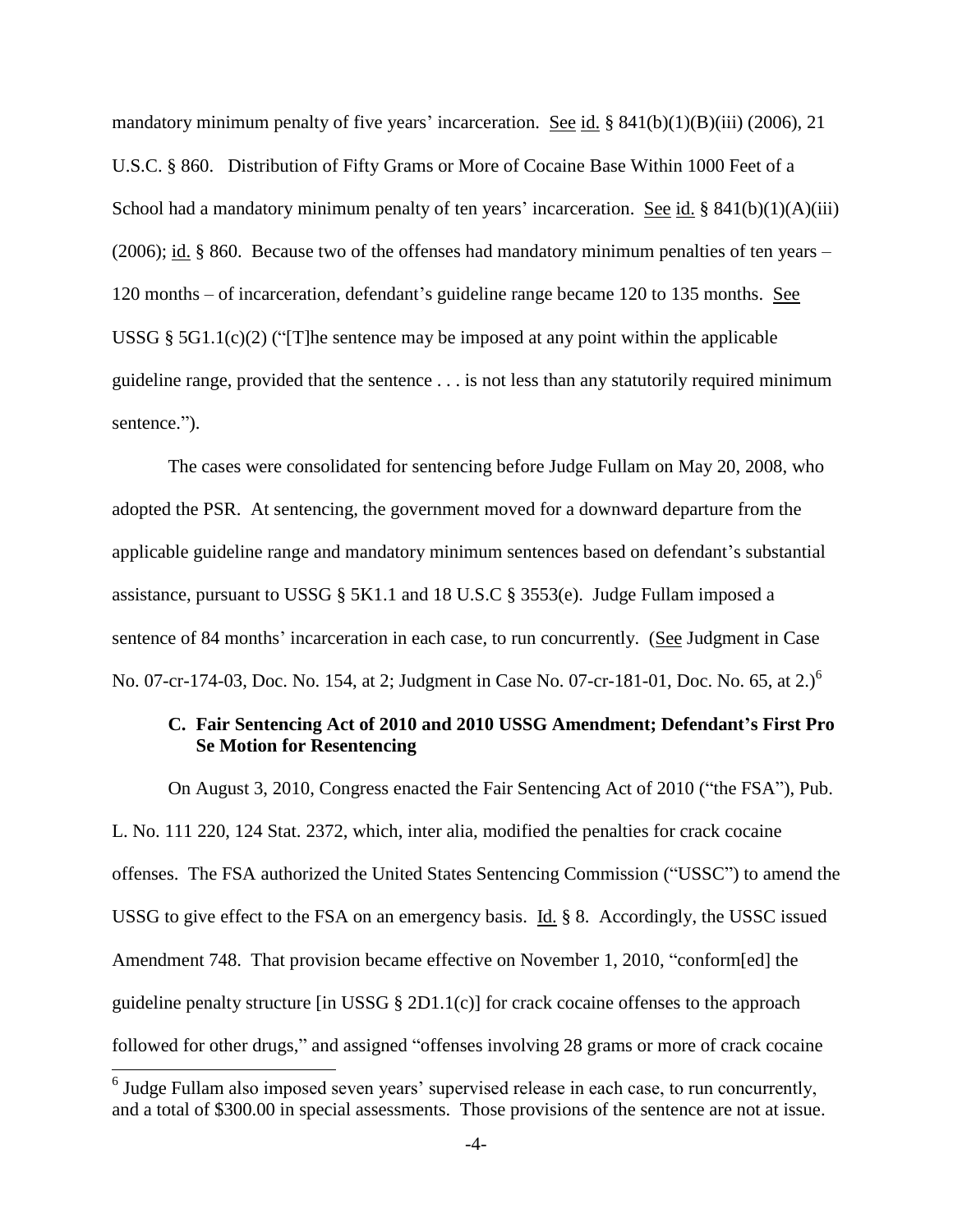mandatory minimum penalty of five years' incarceration. See id. § 841(b)(1)(B)(iii) (2006), 21 U.S.C. § 860. Distribution of Fifty Grams or More of Cocaine Base Within 1000 Feet of a School had a mandatory minimum penalty of ten years' incarceration. See id. § 841(b)(1)(A)(iii) (2006); id. § 860. Because two of the offenses had mandatory minimum penalties of ten years – 120 months – of incarceration, defendant's guideline range became 120 to 135 months. See USSG § 5G1.1(c)(2) ("[T]he sentence may be imposed at any point within the applicable guideline range, provided that the sentence . . . is not less than any statutorily required minimum sentence.").

The cases were consolidated for sentencing before Judge Fullam on May 20, 2008, who adopted the PSR. At sentencing, the government moved for a downward departure from the applicable guideline range and mandatory minimum sentences based on defendant's substantial assistance, pursuant to USSG § 5K1.1 and 18 U.S.C § 3553(e). Judge Fullam imposed a sentence of 84 months' incarceration in each case, to run concurrently. (See Judgment in Case No. 07-cr-174-03, Doc. No. 154, at 2; Judgment in Case No. 07-cr-181-01, Doc. No. 65, at 2.)[6]

### C. Fair Sentencing Act of 2010 and 2010 USSG Amendment; Defendant's First Pro Se Motion for Resentencing

On August 3, 2010, Congress enacted the Fair Sentencing Act of 2010 ("the FSA"), Pub. L. No. 111 220, 124 Stat. 2372, which, inter alia, modified the penalties for crack cocaine offenses. The FSA authorized the United States Sentencing Commission ("USSC") to amend the USSG to give effect to the FSA on an emergency basis. Id. § 8. Accordingly, the USSC issued Amendment 748. That provision became effective on November 1, 2010, "conform[ed] the guideline penalty structure [in USSG § 2D1.1(c)] for crack cocaine offenses to the approach followed for other drugs," and assigned "offenses involving 28 grams or more of crack cocaine

---

[6] Judge Fullam also imposed seven years' supervised release in each case, to run concurrently, and a total of $300.00 in special assessments. Those provisions of the sentence are not at issue.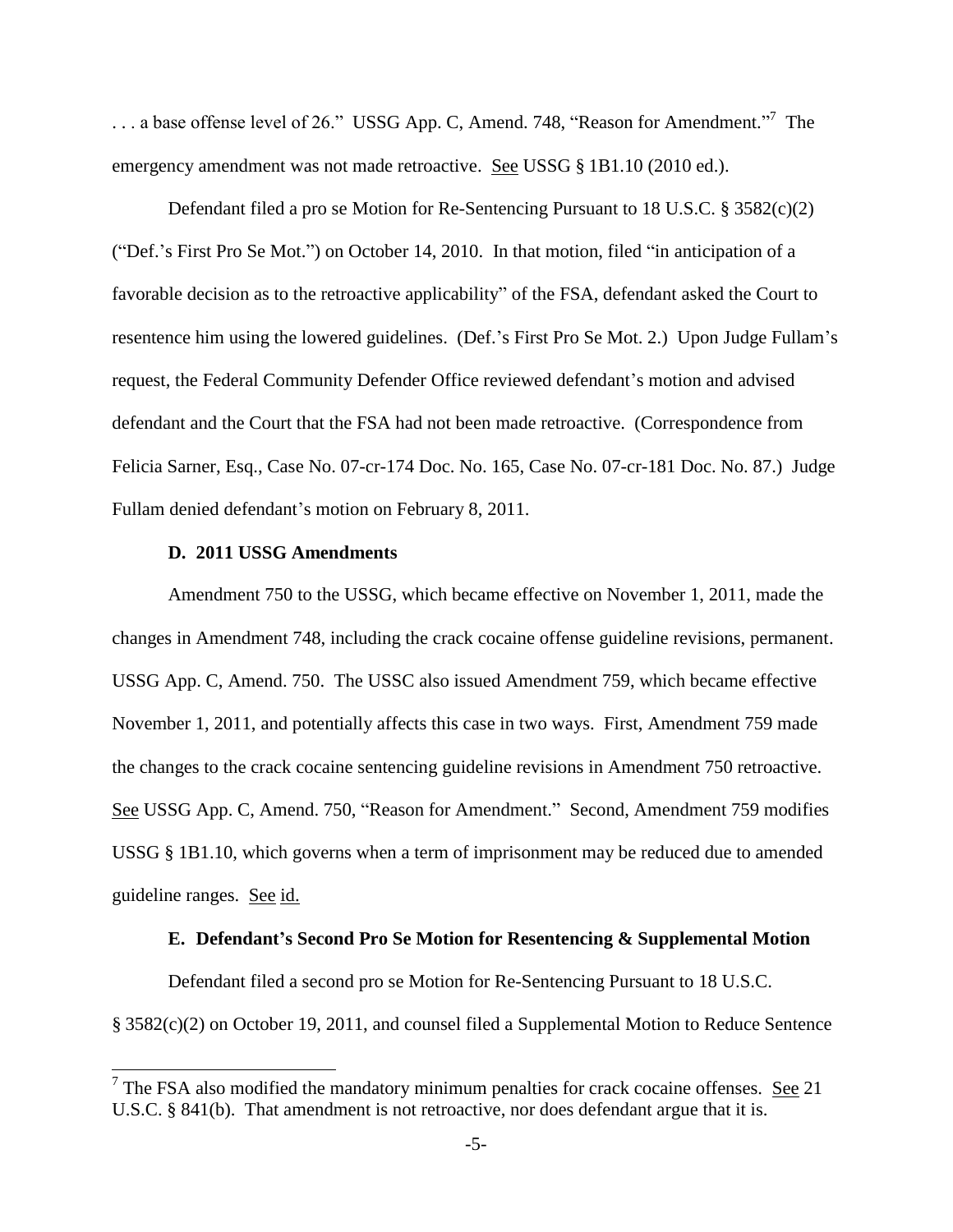. . . a base offense level of 26." USSG App. C, Amend. 748, "Reason for Amendment."[7] The emergency amendment was not made retroactive. See USSG § 1B1.10 (2010 ed.).

Defendant filed a pro se Motion for Re-Sentencing Pursuant to 18 U.S.C. § 3582(c)(2) ("Def.'s First Pro Se Mot.") on October 14, 2010. In that motion, filed "in anticipation of a favorable decision as to the retroactive applicability" of the FSA, defendant asked the Court to resentence him using the lowered guidelines. (Def.'s First Pro Se Mot. 2.) Upon Judge Fullam's request, the Federal Community Defender Office reviewed defendant's motion and advised defendant and the Court that the FSA had not been made retroactive. (Correspondence from Felicia Sarner, Esq., Case No. 07-cr-174 Doc. No. 165, Case No. 07-cr-181 Doc. No. 87.) Judge Fullam denied defendant's motion on February 8, 2011.

### D. 2011 USSG Amendments

Amendment 750 to the USSG, which became effective on November 1, 2011, made the changes in Amendment 748, including the crack cocaine offense guideline revisions, permanent. USSG App. C, Amend. 750. The USSC also issued Amendment 759, which became effective November 1, 2011, and potentially affects this case in two ways. First, Amendment 759 made the changes to the crack cocaine sentencing guideline revisions in Amendment 750 retroactive. See USSG App. C, Amend. 750, "Reason for Amendment." Second, Amendment 759 modifies USSG § 1B1.10, which governs when a term of imprisonment may be reduced due to amended guideline ranges. See id.

### E. Defendant's Second Pro Se Motion for Resentencing & Supplemental Motion

Defendant filed a second pro se Motion for Re-Sentencing Pursuant to 18 U.S.C. § 3582(c)(2) on October 19, 2011, and counsel filed a Supplemental Motion to Reduce Sentence

---

[7] The FSA also modified the mandatory minimum penalties for crack cocaine offenses. See 21 U.S.C. § 841(b). That amendment is not retroactive, nor does defendant argue that it is.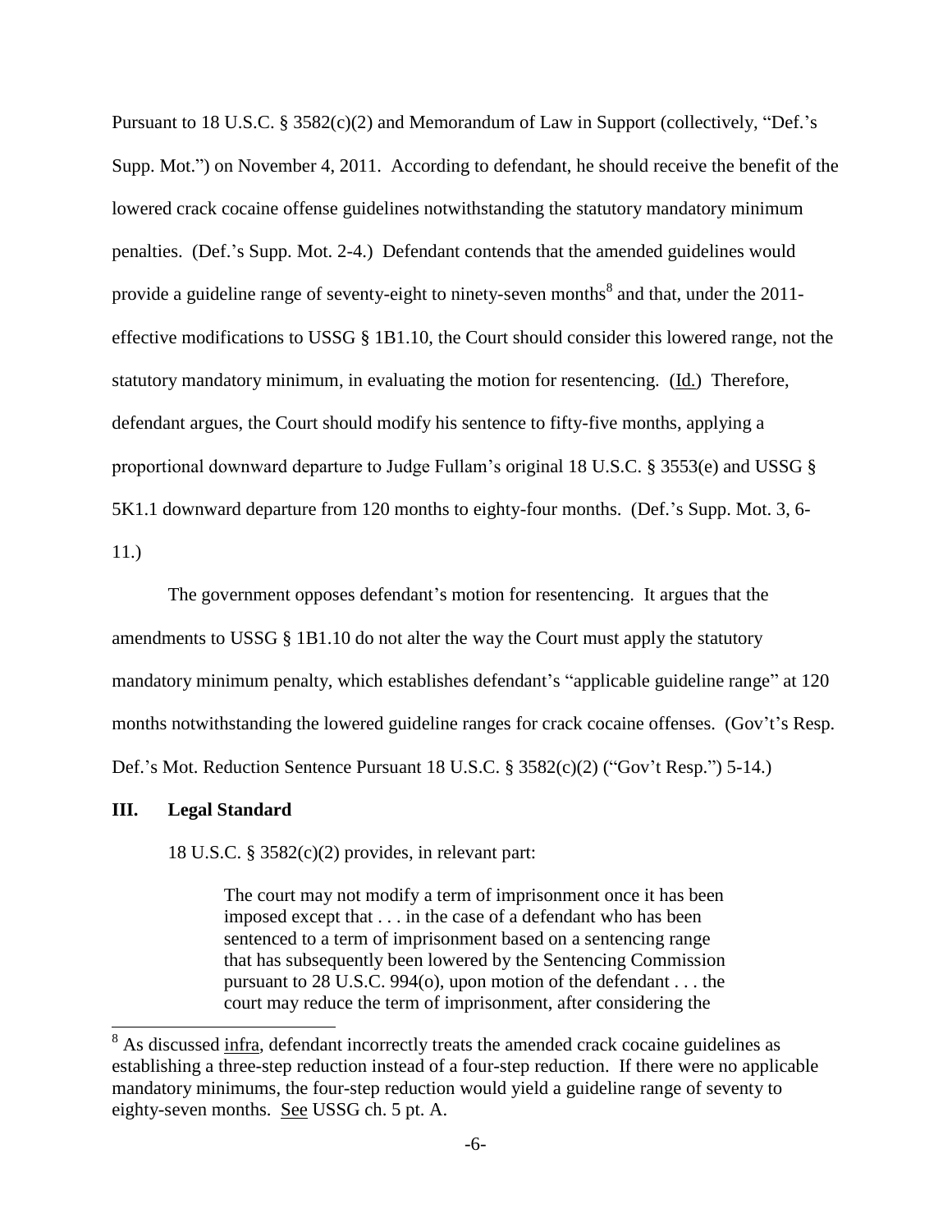Pursuant to 18 U.S.C. § 3582(c)(2) and Memorandum of Law in Support (collectively, "Def.'s Supp. Mot.") on November 4, 2011. According to defendant, he should receive the benefit of the lowered crack cocaine offense guidelines notwithstanding the statutory mandatory minimum penalties. (Def.'s Supp. Mot. 2-4.) Defendant contends that the amended guidelines would provide a guideline range of seventy-eight to ninety-seven months[8] and that, under the 2011-effective modifications to USSG § 1B1.10, the Court should consider this lowered range, not the statutory mandatory minimum, in evaluating the motion for resentencing. (Id.) Therefore, defendant argues, the Court should modify his sentence to fifty-five months, applying a proportional downward departure to Judge Fullam's original 18 U.S.C. § 3553(e) and USSG § 5K1.1 downward departure from 120 months to eighty-four months. (Def.'s Supp. Mot. 3, 6-11.)

The government opposes defendant's motion for resentencing. It argues that the amendments to USSG § 1B1.10 do not alter the way the Court must apply the statutory mandatory minimum penalty, which establishes defendant's "applicable guideline range" at 120 months notwithstanding the lowered guideline ranges for crack cocaine offenses. (Gov't's Resp. Def.'s Mot. Reduction Sentence Pursuant 18 U.S.C. § 3582(c)(2) ("Gov't Resp.") 5-14.)

## III. Legal Standard

18 U.S.C. § 3582(c)(2) provides, in relevant part:

> The court may not modify a term of imprisonment once it has been imposed except that . . . in the case of a defendant who has been sentenced to a term of imprisonment based on a sentencing range that has subsequently been lowered by the Sentencing Commission pursuant to 28 U.S.C. 994(o), upon motion of the defendant . . . the court may reduce the term of imprisonment, after considering the

---

[8] As discussed infra, defendant incorrectly treats the amended crack cocaine guidelines as establishing a three-step reduction instead of a four-step reduction. If there were no applicable mandatory minimums, the four-step reduction would yield a guideline range of seventy to eighty-seven months. See USSG ch. 5 pt. A.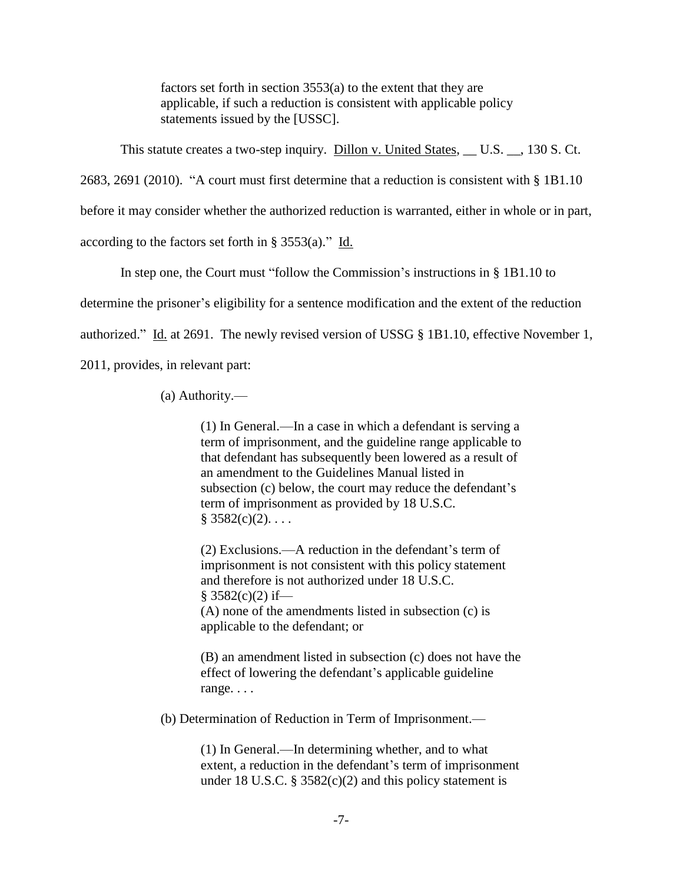> factors set forth in section 3553(a) to the extent that they are applicable, if such a reduction is consistent with applicable policy statements issued by the [USSC].

This statute creates a two-step inquiry. Dillon v. United States, __ U.S. __, 130 S. Ct. 2683, 2691 (2010). "A court must first determine that a reduction is consistent with § 1B1.10 before it may consider whether the authorized reduction is warranted, either in whole or in part, according to the factors set forth in § 3553(a)." Id.

In step one, the Court must "follow the Commission's instructions in § 1B1.10 to determine the prisoner's eligibility for a sentence modification and the extent of the reduction authorized." Id. at 2691. The newly revised version of USSG § 1B1.10, effective November 1, 2011, provides, in relevant part:

> (a) Authority.—
>
> > (1) In General.—In a case in which a defendant is serving a term of imprisonment, and the guideline range applicable to that defendant has subsequently been lowered as a result of an amendment to the Guidelines Manual listed in subsection (c) below, the court may reduce the defendant's term of imprisonment as provided by 18 U.S.C. § 3582(c)(2). . . .
> >
> > (2) Exclusions.—A reduction in the defendant's term of imprisonment is not consistent with this policy statement and therefore is not authorized under 18 U.S.C. § 3582(c)(2) if—
> > (A) none of the amendments listed in subsection (c) is applicable to the defendant; or
> >
> > (B) an amendment listed in subsection (c) does not have the effect of lowering the defendant's applicable guideline range. . . .
>
> (b) Determination of Reduction in Term of Imprisonment.—
>
> > (1) In General.—In determining whether, and to what extent, a reduction in the defendant's term of imprisonment under 18 U.S.C. § 3582(c)(2) and this policy statement is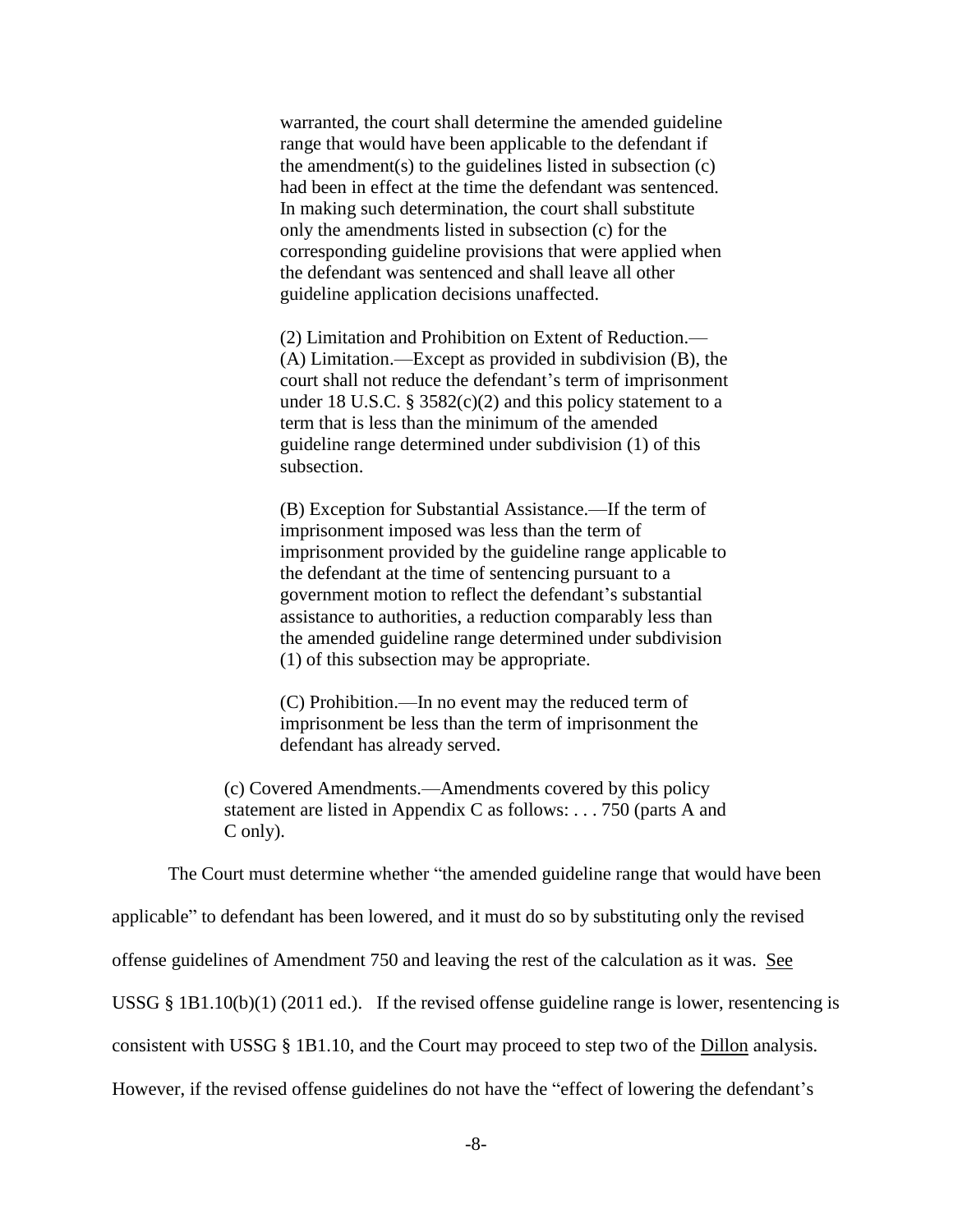> warranted, the court shall determine the amended guideline range that would have been applicable to the defendant if the amendment(s) to the guidelines listed in subsection (c) had been in effect at the time the defendant was sentenced. In making such determination, the court shall substitute only the amendments listed in subsection (c) for the corresponding guideline provisions that were applied when the defendant was sentenced and shall leave all other guideline application decisions unaffected.
>
> (2) Limitation and Prohibition on Extent of Reduction.—
> (A) Limitation.—Except as provided in subdivision (B), the court shall not reduce the defendant's term of imprisonment under 18 U.S.C. § 3582(c)(2) and this policy statement to a term that is less than the minimum of the amended guideline range determined under subdivision (1) of this subsection.
>
> (B) Exception for Substantial Assistance.—If the term of imprisonment imposed was less than the term of imprisonment provided by the guideline range applicable to the defendant at the time of sentencing pursuant to a government motion to reflect the defendant's substantial assistance to authorities, a reduction comparably less than the amended guideline range determined under subdivision (1) of this subsection may be appropriate.
>
> (C) Prohibition.—In no event may the reduced term of imprisonment be less than the term of imprisonment the defendant has already served.
>
> (c) Covered Amendments.—Amendments covered by this policy statement are listed in Appendix C as follows: . . . 750 (parts A and C only).

The Court must determine whether "the amended guideline range that would have been applicable" to defendant has been lowered, and it must do so by substituting only the revised offense guidelines of Amendment 750 and leaving the rest of the calculation as it was. See USSG § 1B1.10(b)(1) (2011 ed.). If the revised offense guideline range is lower, resentencing is consistent with USSG § 1B1.10, and the Court may proceed to step two of the Dillon analysis. However, if the revised offense guidelines do not have the "effect of lowering the defendant's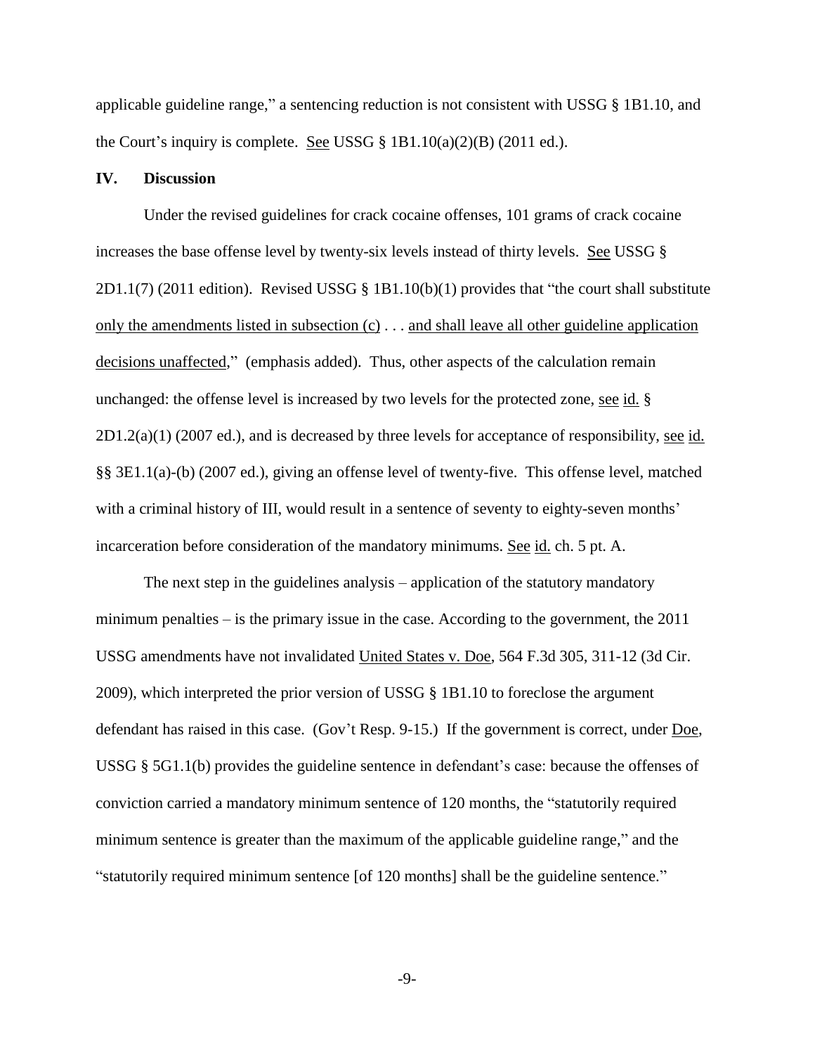applicable guideline range," a sentencing reduction is not consistent with USSG § 1B1.10, and the Court's inquiry is complete. See USSG § 1B1.10(a)(2)(B) (2011 ed.).

## IV. Discussion

Under the revised guidelines for crack cocaine offenses, 101 grams of crack cocaine increases the base offense level by twenty-six levels instead of thirty levels. See USSG § 2D1.1(7) (2011 edition). Revised USSG § 1B1.10(b)(1) provides that "the court shall substitute only the amendments listed in subsection (c) . . . and shall leave all other guideline application decisions unaffected," (emphasis added). Thus, other aspects of the calculation remain unchanged: the offense level is increased by two levels for the protected zone, see id. § 2D1.2(a)(1) (2007 ed.), and is decreased by three levels for acceptance of responsibility, see id. §§ 3E1.1(a)-(b) (2007 ed.), giving an offense level of twenty-five. This offense level, matched with a criminal history of III, would result in a sentence of seventy to eighty-seven months' incarceration before consideration of the mandatory minimums. See id. ch. 5 pt. A.

The next step in the guidelines analysis – application of the statutory mandatory minimum penalties – is the primary issue in the case. According to the government, the 2011 USSG amendments have not invalidated United States v. Doe, 564 F.3d 305, 311-12 (3d Cir. 2009), which interpreted the prior version of USSG § 1B1.10 to foreclose the argument defendant has raised in this case. (Gov't Resp. 9-15.) If the government is correct, under Doe, USSG § 5G1.1(b) provides the guideline sentence in defendant's case: because the offenses of conviction carried a mandatory minimum sentence of 120 months, the "statutorily required minimum sentence is greater than the maximum of the applicable guideline range," and the "statutorily required minimum sentence [of 120 months] shall be the guideline sentence."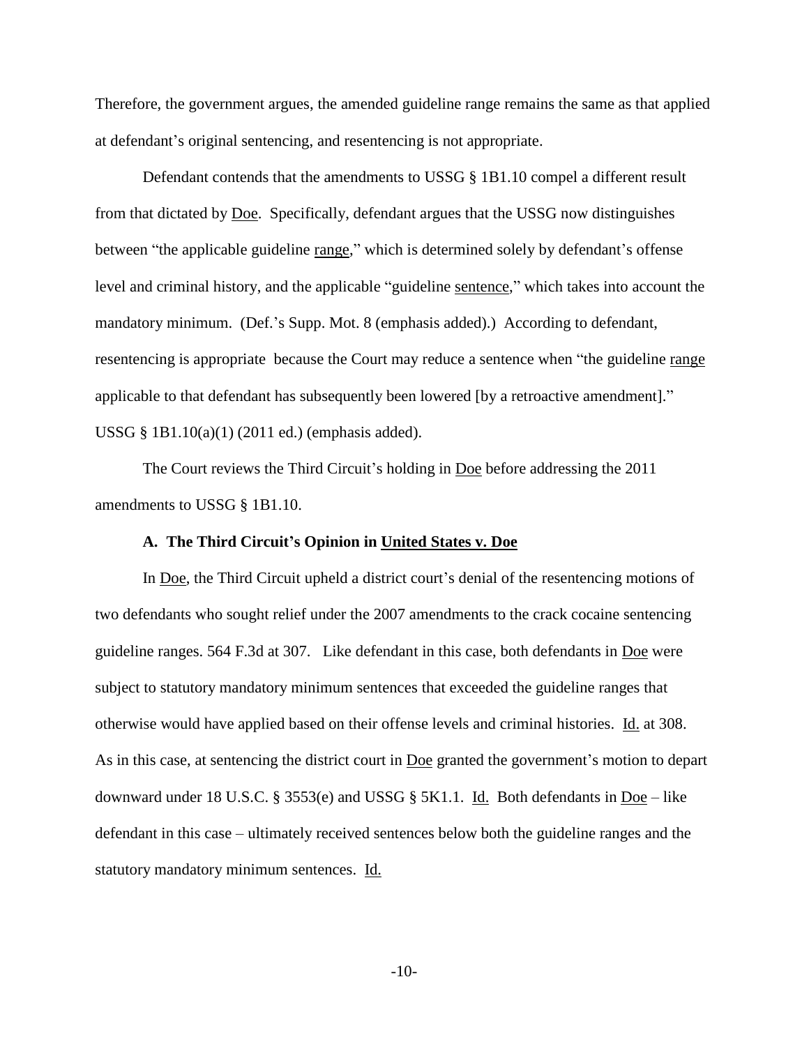Therefore, the government argues, the amended guideline range remains the same as that applied at defendant's original sentencing, and resentencing is not appropriate.

Defendant contends that the amendments to USSG § 1B1.10 compel a different result from that dictated by Doe. Specifically, defendant argues that the USSG now distinguishes between "the applicable guideline range," which is determined solely by defendant's offense level and criminal history, and the applicable "guideline sentence," which takes into account the mandatory minimum. (Def.'s Supp. Mot. 8 (emphasis added).) According to defendant, resentencing is appropriate because the Court may reduce a sentence when "the guideline range applicable to that defendant has subsequently been lowered [by a retroactive amendment]." USSG § 1B1.10(a)(1) (2011 ed.) (emphasis added).

The Court reviews the Third Circuit's holding in Doe before addressing the 2011 amendments to USSG § 1B1.10.

### A. The Third Circuit's Opinion in United States v. Doe

In Doe, the Third Circuit upheld a district court's denial of the resentencing motions of two defendants who sought relief under the 2007 amendments to the crack cocaine sentencing guideline ranges. 564 F.3d at 307. Like defendant in this case, both defendants in Doe were subject to statutory mandatory minimum sentences that exceeded the guideline ranges that otherwise would have applied based on their offense levels and criminal histories. Id. at 308. As in this case, at sentencing the district court in Doe granted the government's motion to depart downward under 18 U.S.C. § 3553(e) and USSG § 5K1.1. Id. Both defendants in Doe – like defendant in this case – ultimately received sentences below both the guideline ranges and the statutory mandatory minimum sentences. Id.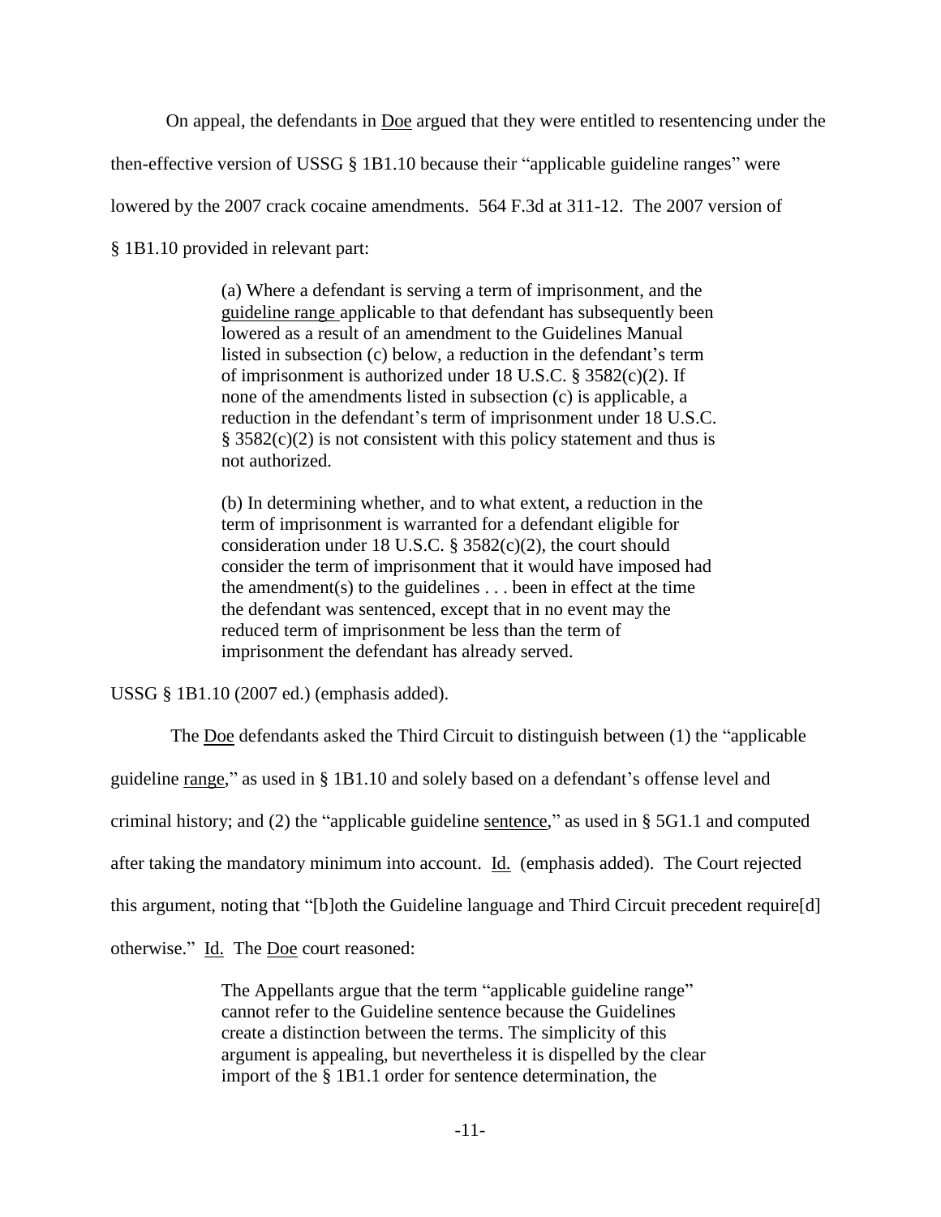On appeal, the defendants in Doe argued that they were entitled to resentencing under the then-effective version of USSG § 1B1.10 because their "applicable guideline ranges" were lowered by the 2007 crack cocaine amendments. 564 F.3d at 311-12. The 2007 version of § 1B1.10 provided in relevant part:

> (a) Where a defendant is serving a term of imprisonment, and the <u>guideline range</u> applicable to that defendant has subsequently been lowered as a result of an amendment to the Guidelines Manual listed in subsection (c) below, a reduction in the defendant's term of imprisonment is authorized under 18 U.S.C. § 3582(c)(2). If none of the amendments listed in subsection (c) is applicable, a reduction in the defendant's term of imprisonment under 18 U.S.C. § 3582(c)(2) is not consistent with this policy statement and thus is not authorized.
>
> (b) In determining whether, and to what extent, a reduction in the term of imprisonment is warranted for a defendant eligible for consideration under 18 U.S.C. § 3582(c)(2), the court should consider the term of imprisonment that it would have imposed had the amendment(s) to the guidelines . . . been in effect at the time the defendant was sentenced, except that in no event may the reduced term of imprisonment be less than the term of imprisonment the defendant has already served.

USSG § 1B1.10 (2007 ed.) (emphasis added).

The Doe defendants asked the Third Circuit to distinguish between (1) the "applicable guideline <u>range</u>," as used in § 1B1.10 and solely based on a defendant's offense level and criminal history; and (2) the "applicable guideline <u>sentence</u>," as used in § 5G1.1 and computed after taking the mandatory minimum into account. Id. (emphasis added). The Court rejected this argument, noting that "[b]oth the Guideline language and Third Circuit precedent require[d] otherwise." Id. The Doe court reasoned:

> The Appellants argue that the term "applicable guideline range" cannot refer to the Guideline sentence because the Guidelines create a distinction between the terms. The simplicity of this argument is appealing, but nevertheless it is dispelled by the clear import of the § 1B1.1 order for sentence determination, the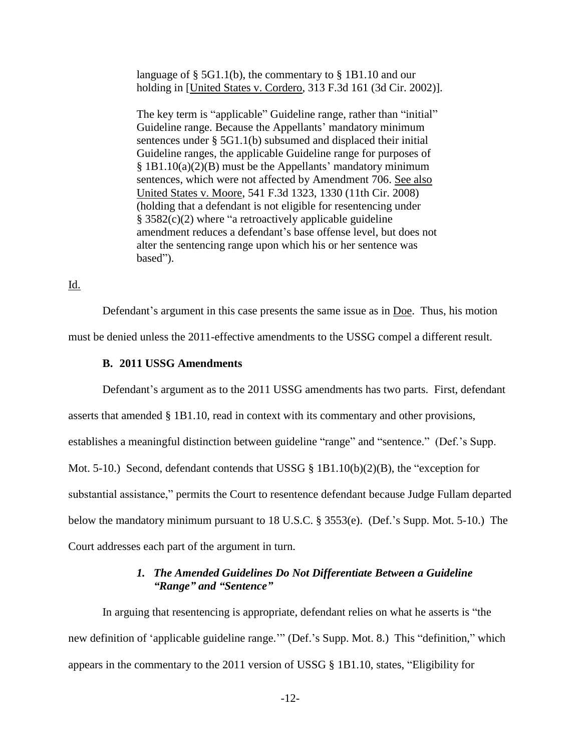> language of § 5G1.1(b), the commentary to § 1B1.10 and our holding in [United States v. Cordero, 313 F.3d 161 (3d Cir. 2002)].
>
> The key term is "applicable" Guideline range, rather than "initial" Guideline range. Because the Appellants' mandatory minimum sentences under § 5G1.1(b) subsumed and displaced their initial Guideline ranges, the applicable Guideline range for purposes of § 1B1.10(a)(2)(B) must be the Appellants' mandatory minimum sentences, which were not affected by Amendment 706. See also United States v. Moore, 541 F.3d 1323, 1330 (11th Cir. 2008) (holding that a defendant is not eligible for resentencing under § 3582(c)(2) where "a retroactively applicable guideline amendment reduces a defendant's base offense level, but does not alter the sentencing range upon which his or her sentence was based").

Id.

Defendant's argument in this case presents the same issue as in Doe. Thus, his motion must be denied unless the 2011-effective amendments to the USSG compel a different result.

### B. 2011 USSG Amendments

Defendant's argument as to the 2011 USSG amendments has two parts. First, defendant asserts that amended § 1B1.10, read in context with its commentary and other provisions, establishes a meaningful distinction between guideline "range" and "sentence." (Def.'s Supp. Mot. 5-10.) Second, defendant contends that USSG § 1B1.10(b)(2)(B), the "exception for substantial assistance," permits the Court to resentence defendant because Judge Fullam departed below the mandatory minimum pursuant to 18 U.S.C. § 3553(e). (Def.'s Supp. Mot. 5-10.) The Court addresses each part of the argument in turn.

#### *1. The Amended Guidelines Do Not Differentiate Between a Guideline "Range" and "Sentence"*

In arguing that resentencing is appropriate, defendant relies on what he asserts is "the new definition of 'applicable guideline range.'" (Def.'s Supp. Mot. 8.) This "definition," which appears in the commentary to the 2011 version of USSG § 1B1.10, states, "Eligibility for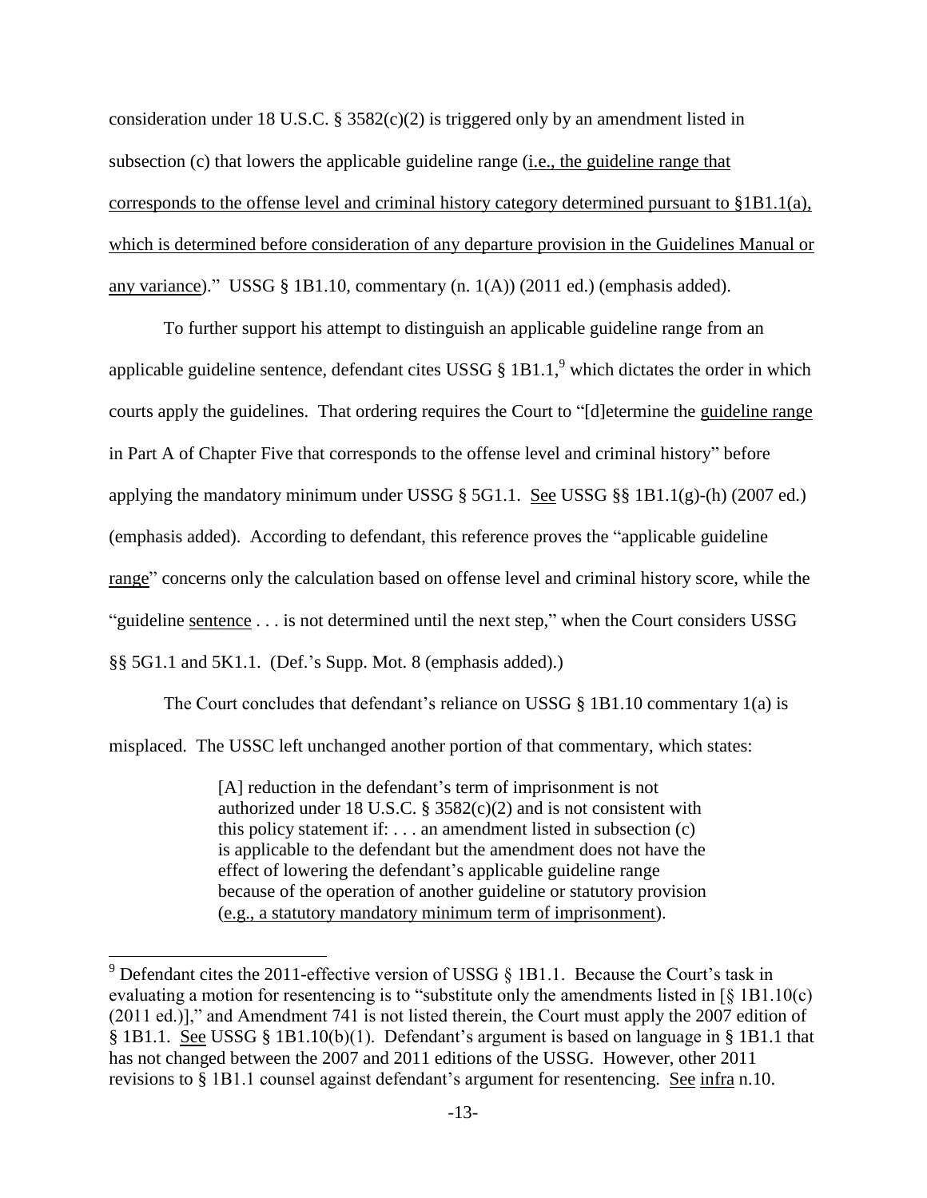consideration under 18 U.S.C. § 3582(c)(2) is triggered only by an amendment listed in subsection (c) that lowers the applicable guideline range (<u>i.e., the guideline range that corresponds to the offense level and criminal history category determined pursuant to §1B1.1(a), which is determined before consideration of any departure provision in the Guidelines Manual or any variance</u>)." USSG § 1B1.10, commentary (n. 1(A)) (2011 ed.) (emphasis added).

To further support his attempt to distinguish an applicable guideline range from an applicable guideline sentence, defendant cites USSG § 1B1.1,[9] which dictates the order in which courts apply the guidelines. That ordering requires the Court to "[d]etermine the <u>guideline range</u> in Part A of Chapter Five that corresponds to the offense level and criminal history" before applying the mandatory minimum under USSG § 5G1.1. <u>See</u> USSG §§ 1B1.1(g)-(h) (2007 ed.) (emphasis added). According to defendant, this reference proves the "applicable guideline <u>range</u>" concerns only the calculation based on offense level and criminal history score, while the "guideline <u>sentence</u> . . . is not determined until the next step," when the Court considers USSG §§ 5G1.1 and 5K1.1. (Def.'s Supp. Mot. 8 (emphasis added).)

The Court concludes that defendant's reliance on USSG § 1B1.10 commentary 1(a) is misplaced. The USSC left unchanged another portion of that commentary, which states:

> [A] reduction in the defendant's term of imprisonment is not authorized under 18 U.S.C. § 3582(c)(2) and is not consistent with this policy statement if: . . . an amendment listed in subsection (c) is applicable to the defendant but the amendment does not have the effect of lowering the defendant's applicable guideline range because of the operation of another guideline or statutory provision (<u>e.g., a statutory mandatory minimum term of imprisonment</u>).

---

[9] Defendant cites the 2011-effective version of USSG § 1B1.1. Because the Court's task in evaluating a motion for resentencing is to "substitute only the amendments listed in [§ 1B1.10(c) (2011 ed.)]," and Amendment 741 is not listed therein, the Court must apply the 2007 edition of § 1B1.1. <u>See</u> USSG § 1B1.10(b)(1). Defendant's argument is based on language in § 1B1.1 that has not changed between the 2007 and 2011 editions of the USSG. However, other 2011 revisions to § 1B1.1 counsel against defendant's argument for resentencing. <u>See</u> <u>infra</u> n.10.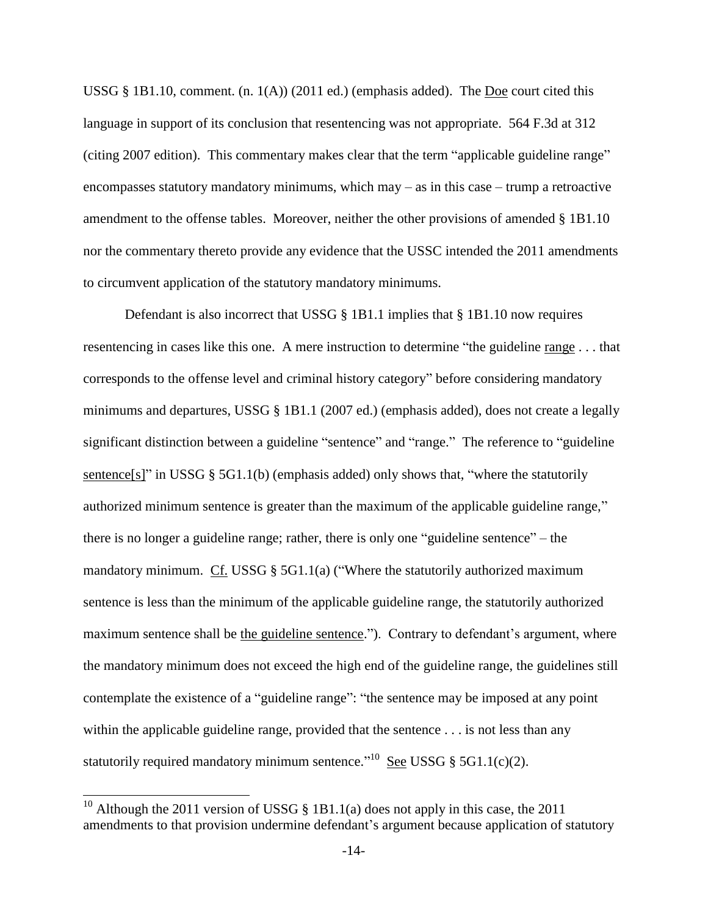USSG § 1B1.10, comment. (n. 1(A)) (2011 ed.) (emphasis added). The Doe court cited this language in support of its conclusion that resentencing was not appropriate. 564 F.3d at 312 (citing 2007 edition). This commentary makes clear that the term "applicable guideline range" encompasses statutory mandatory minimums, which may – as in this case – trump a retroactive amendment to the offense tables. Moreover, neither the other provisions of amended § 1B1.10 nor the commentary thereto provide any evidence that the USSC intended the 2011 amendments to circumvent application of the statutory mandatory minimums.

Defendant is also incorrect that USSG § 1B1.1 implies that § 1B1.10 now requires resentencing in cases like this one. A mere instruction to determine "the guideline range . . . that corresponds to the offense level and criminal history category" before considering mandatory minimums and departures, USSG § 1B1.1 (2007 ed.) (emphasis added), does not create a legally significant distinction between a guideline "sentence" and "range." The reference to "guideline sentence[s]" in USSG § 5G1.1(b) (emphasis added) only shows that, "where the statutorily authorized minimum sentence is greater than the maximum of the applicable guideline range," there is no longer a guideline range; rather, there is only one "guideline sentence" – the mandatory minimum. Cf. USSG § 5G1.1(a) ("Where the statutorily authorized maximum sentence is less than the minimum of the applicable guideline range, the statutorily authorized maximum sentence shall be the guideline sentence."). Contrary to defendant's argument, where the mandatory minimum does not exceed the high end of the guideline range, the guidelines still contemplate the existence of a "guideline range": "the sentence may be imposed at any point within the applicable guideline range, provided that the sentence . . . is not less than any statutorily required mandatory minimum sentence."[10] See USSG § 5G1.1(c)(2).

---

[10] Although the 2011 version of USSG § 1B1.1(a) does not apply in this case, the 2011 amendments to that provision undermine defendant's argument because application of statutory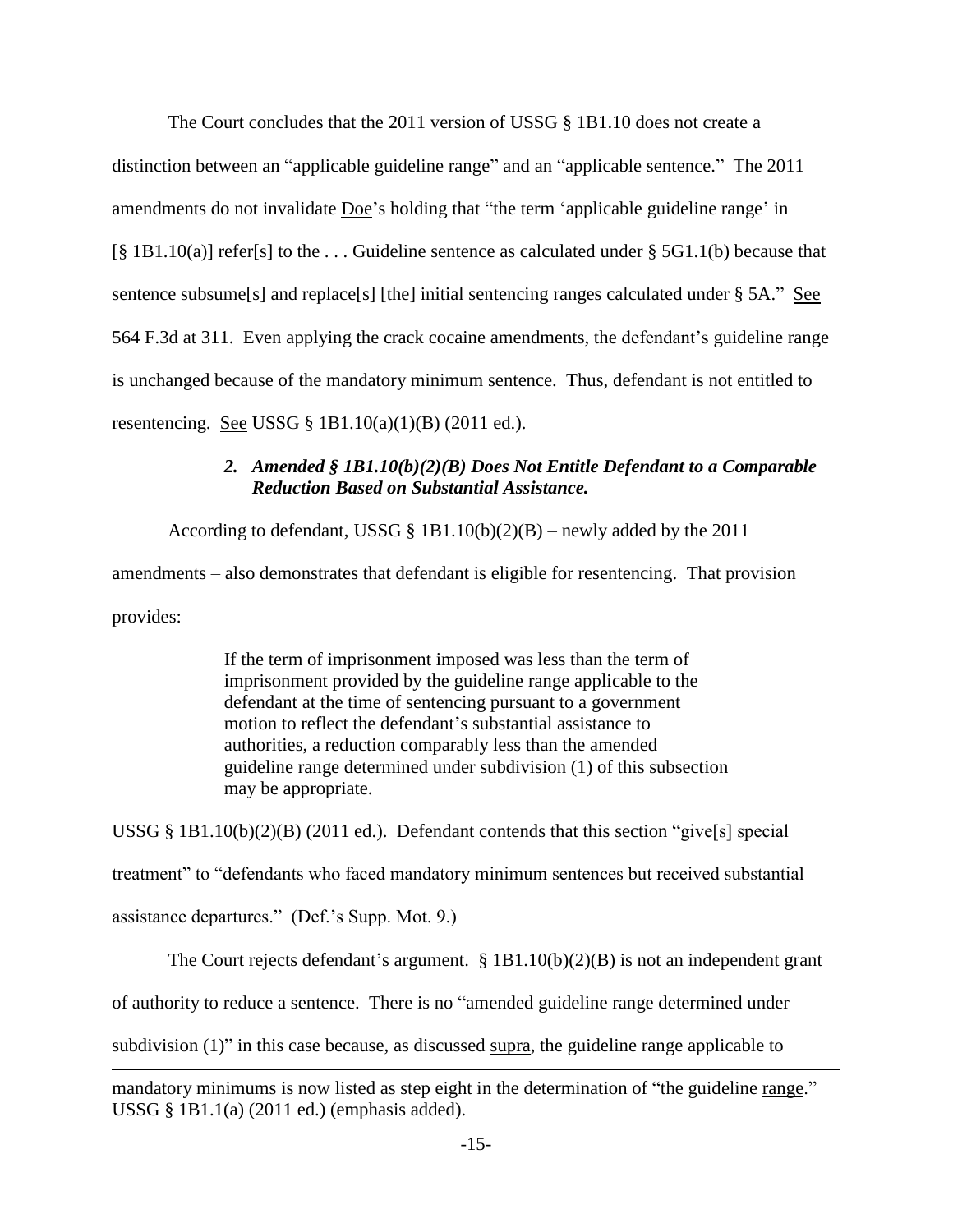The Court concludes that the 2011 version of USSG § 1B1.10 does not create a distinction between an "applicable guideline range" and an "applicable sentence." The 2011 amendments do not invalidate Doe's holding that "the term 'applicable guideline range' in [§ 1B1.10(a)] refer[s] to the . . . Guideline sentence as calculated under § 5G1.1(b) because that sentence subsume[s] and replace[s] [the] initial sentencing ranges calculated under § 5A." See 564 F.3d at 311. Even applying the crack cocaine amendments, the defendant's guideline range is unchanged because of the mandatory minimum sentence. Thus, defendant is not entitled to resentencing. See USSG § 1B1.10(a)(1)(B) (2011 ed.).

### *2. Amended § 1B1.10(b)(2)(B) Does Not Entitle Defendant to a Comparable Reduction Based on Substantial Assistance.*

According to defendant, USSG § 1B1.10(b)(2)(B) – newly added by the 2011 amendments – also demonstrates that defendant is eligible for resentencing. That provision provides:

> If the term of imprisonment imposed was less than the term of imprisonment provided by the guideline range applicable to the defendant at the time of sentencing pursuant to a government motion to reflect the defendant's substantial assistance to authorities, a reduction comparably less than the amended guideline range determined under subdivision (1) of this subsection may be appropriate.

USSG § 1B1.10(b)(2)(B) (2011 ed.). Defendant contends that this section "give[s] special treatment" to "defendants who faced mandatory minimum sentences but received substantial assistance departures." (Def.'s Supp. Mot. 9.)

The Court rejects defendant's argument. § 1B1.10(b)(2)(B) is not an independent grant of authority to reduce a sentence. There is no "amended guideline range determined under subdivision (1)" in this case because, as discussed supra, the guideline range applicable to

---

mandatory minimums is now listed as step eight in the determination of "the guideline range." USSG § 1B1.1(a) (2011 ed.) (emphasis added).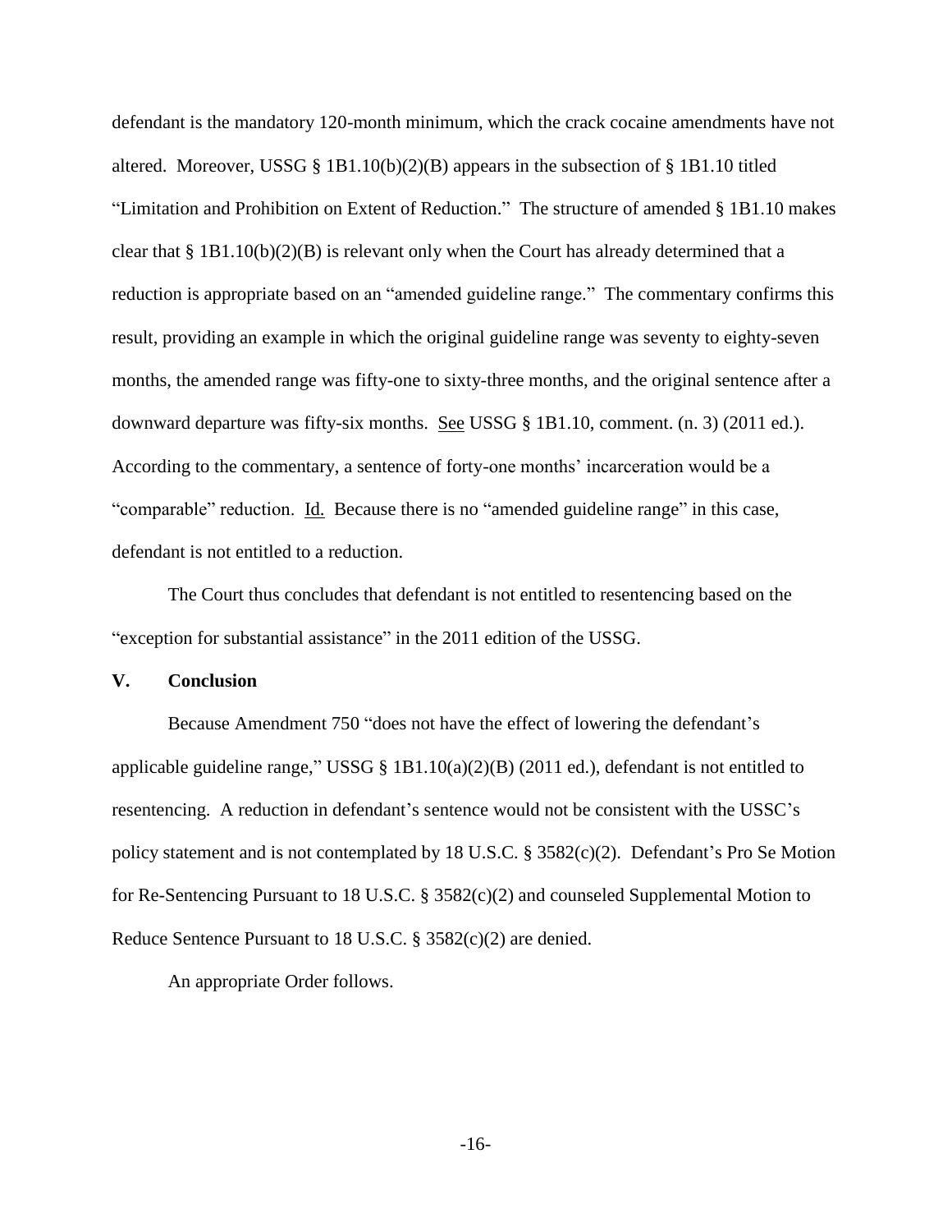defendant is the mandatory 120-month minimum, which the crack cocaine amendments have not altered. Moreover, USSG § 1B1.10(b)(2)(B) appears in the subsection of § 1B1.10 titled "Limitation and Prohibition on Extent of Reduction." The structure of amended § 1B1.10 makes clear that § 1B1.10(b)(2)(B) is relevant only when the Court has already determined that a reduction is appropriate based on an "amended guideline range." The commentary confirms this result, providing an example in which the original guideline range was seventy to eighty-seven months, the amended range was fifty-one to sixty-three months, and the original sentence after a downward departure was fifty-six months. See USSG § 1B1.10, comment. (n. 3) (2011 ed.). According to the commentary, a sentence of forty-one months' incarceration would be a "comparable" reduction. Id. Because there is no "amended guideline range" in this case, defendant is not entitled to a reduction.

The Court thus concludes that defendant is not entitled to resentencing based on the "exception for substantial assistance" in the 2011 edition of the USSG.

## V. Conclusion

Because Amendment 750 "does not have the effect of lowering the defendant's applicable guideline range," USSG § 1B1.10(a)(2)(B) (2011 ed.), defendant is not entitled to resentencing. A reduction in defendant's sentence would not be consistent with the USSC's policy statement and is not contemplated by 18 U.S.C. § 3582(c)(2). Defendant's Pro Se Motion for Re-Sentencing Pursuant to 18 U.S.C. § 3582(c)(2) and counseled Supplemental Motion to Reduce Sentence Pursuant to 18 U.S.C. § 3582(c)(2) are denied.

An appropriate Order follows.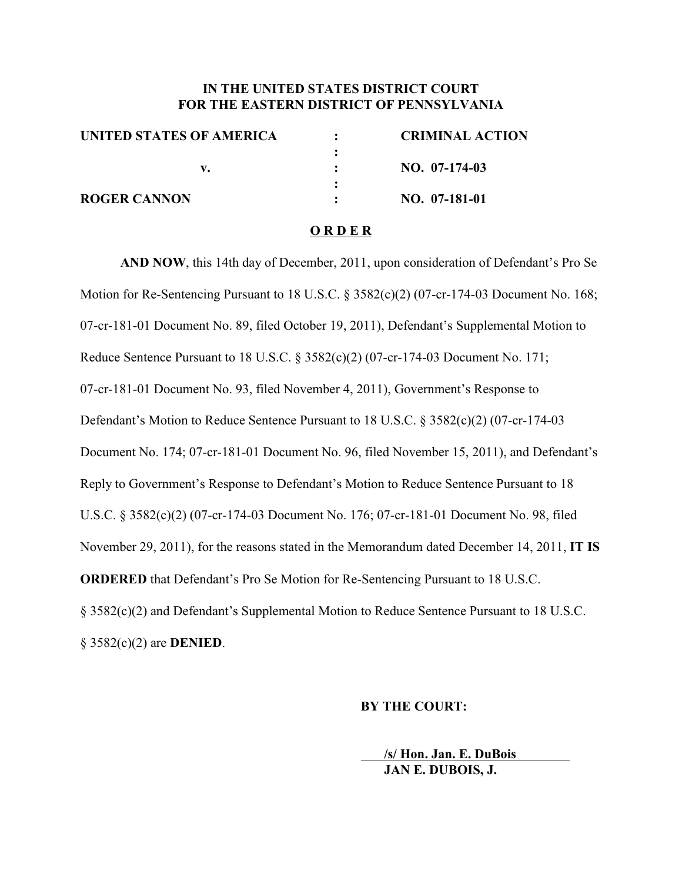**IN THE UNITED STATES DISTRICT COURT**
**FOR THE EASTERN DISTRICT OF PENNSYLVANIA**

| | | |
|---|---|---|
| **UNITED STATES OF AMERICA** | : | **CRIMINAL ACTION** |
| | : | |
| **v.** | : | **NO. 07-174-03** |
| | : | |
| **ROGER CANNON** | : | **NO. 07-181-01** |

**O R D E R**

**AND NOW**, this 14th day of December, 2011, upon consideration of Defendant's Pro Se Motion for Re-Sentencing Pursuant to 18 U.S.C. § 3582(c)(2) (07-cr-174-03 Document No. 168; 07-cr-181-01 Document No. 89, filed October 19, 2011), Defendant's Supplemental Motion to Reduce Sentence Pursuant to 18 U.S.C. § 3582(c)(2) (07-cr-174-03 Document No. 171; 07-cr-181-01 Document No. 93, filed November 4, 2011), Government's Response to Defendant's Motion to Reduce Sentence Pursuant to 18 U.S.C. § 3582(c)(2) (07-cr-174-03 Document No. 174; 07-cr-181-01 Document No. 96, filed November 15, 2011), and Defendant's Reply to Government's Response to Defendant's Motion to Reduce Sentence Pursuant to 18 U.S.C. § 3582(c)(2) (07-cr-174-03 Document No. 176; 07-cr-181-01 Document No. 98, filed November 29, 2011), for the reasons stated in the Memorandum dated December 14, 2011, **IT IS ORDERED** that Defendant's Pro Se Motion for Re-Sentencing Pursuant to 18 U.S.C. § 3582(c)(2) and Defendant's Supplemental Motion to Reduce Sentence Pursuant to 18 U.S.C. § 3582(c)(2) are **DENIED**.

**BY THE COURT:**

**/s/ Hon. Jan. E. DuBois**
**JAN E. DUBOIS, J.**